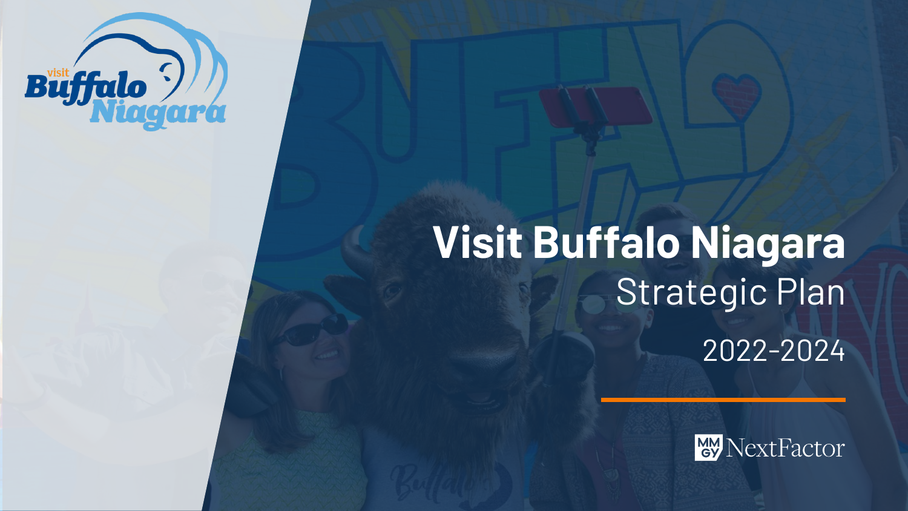# Visit Buffalo Niagara

## Strategic Plan

2022-2024

MMGY NextFactor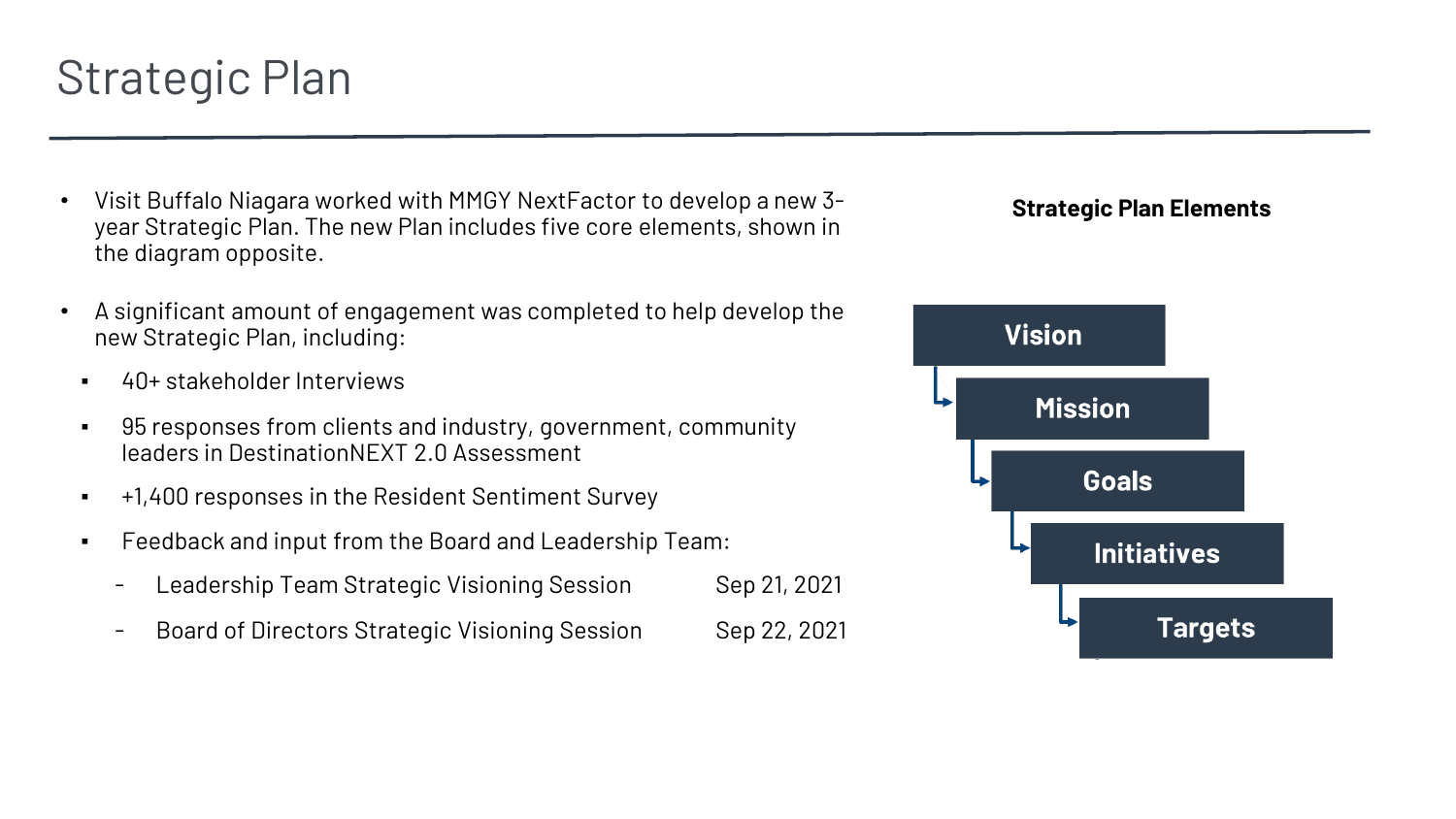# Strategic Plan

- Visit Buffalo Niagara worked with MMGY NextFactor to develop a new 3-year Strategic Plan. The new Plan includes five core elements, shown in the diagram opposite.
- A significant amount of engagement was completed to help develop the new Strategic Plan, including:
  - 40+ stakeholder Interviews
  - 95 responses from clients and industry, government, community leaders in DestinationNEXT 2.0 Assessment
  - +1,400 responses in the Resident Sentiment Survey
  - Feedback and input from the Board and Leadership Team:
    - Leadership Team Strategic Visioning Session    Sep 21, 2021
    - Board of Directors Strategic Visioning Session    Sep 22, 2021

**Strategic Plan Elements**

- Vision
  - Mission
    - Goals
      - Initiatives
        - Targets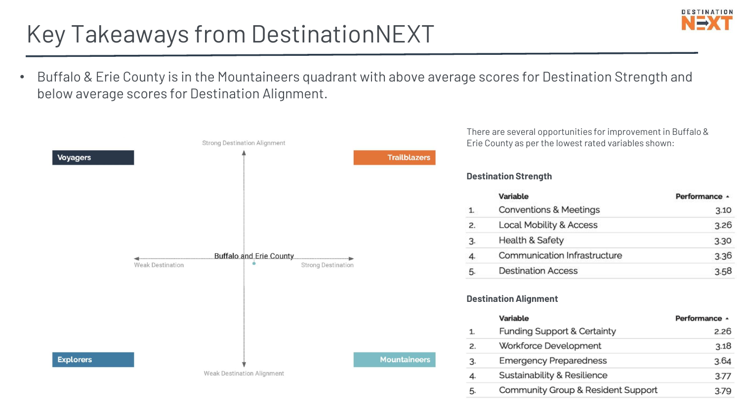# Key Takeaways from DestinationNEXT

- Buffalo & Erie County is in the Mountaineers quadrant with above average scores for Destination Strength and below average scores for Destination Alignment.

Strong Destination Alignment

Voyagers | Trailblazers

Weak Destination — Buffalo and Erie County — Strong Destination

Explorers | Mountaineers

Weak Destination Alignment

There are several opportunities for improvement in Buffalo & Erie County as per the lowest rated variables shown:

**Destination Strength**

| | Variable | Performance |
|---|---|---|
| 1. | Conventions & Meetings | 3.10 |
| 2. | Local Mobility & Access | 3.26 |
| 3. | Health & Safety | 3.30 |
| 4. | Communication Infrastructure | 3.36 |
| 5. | Destination Access | 3.58 |

**Destination Alignment**

| | Variable | Performance |
|---|---|---|
| 1. | Funding Support & Certainty | 2.26 |
| 2. | Workforce Development | 3.18 |
| 3. | Emergency Preparedness | 3.64 |
| 4. | Sustainability & Resilience | 3.77 |
| 5. | Community Group & Resident Support | 3.79 |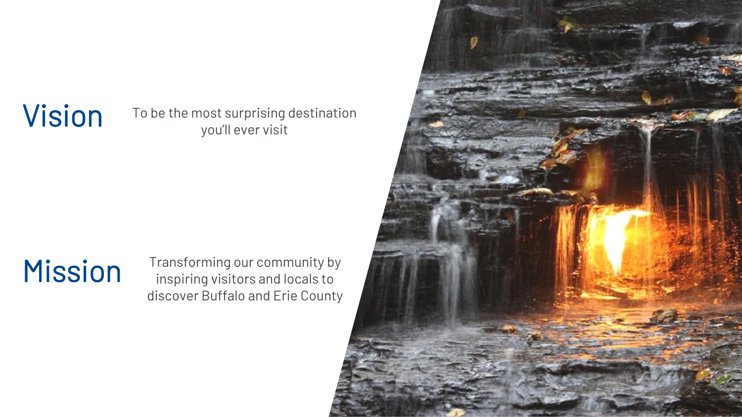## Vision

To be the most surprising destination you'll ever visit

## Mission

Transforming our community by inspiring visitors and locals to discover Buffalo and Erie County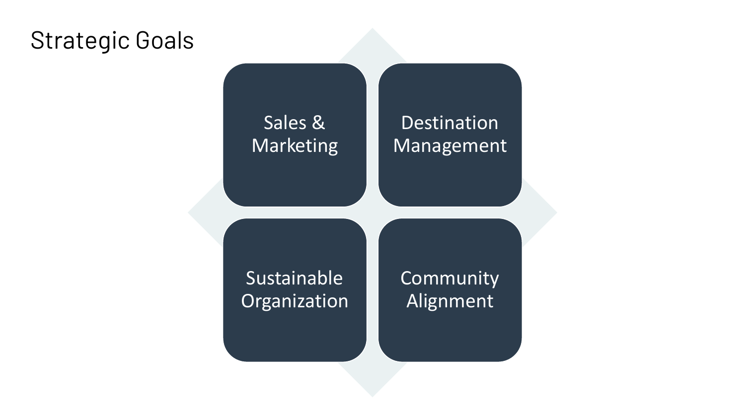# Strategic Goals

- Sales & Marketing
- Destination Management
- Sustainable Organization
- Community Alignment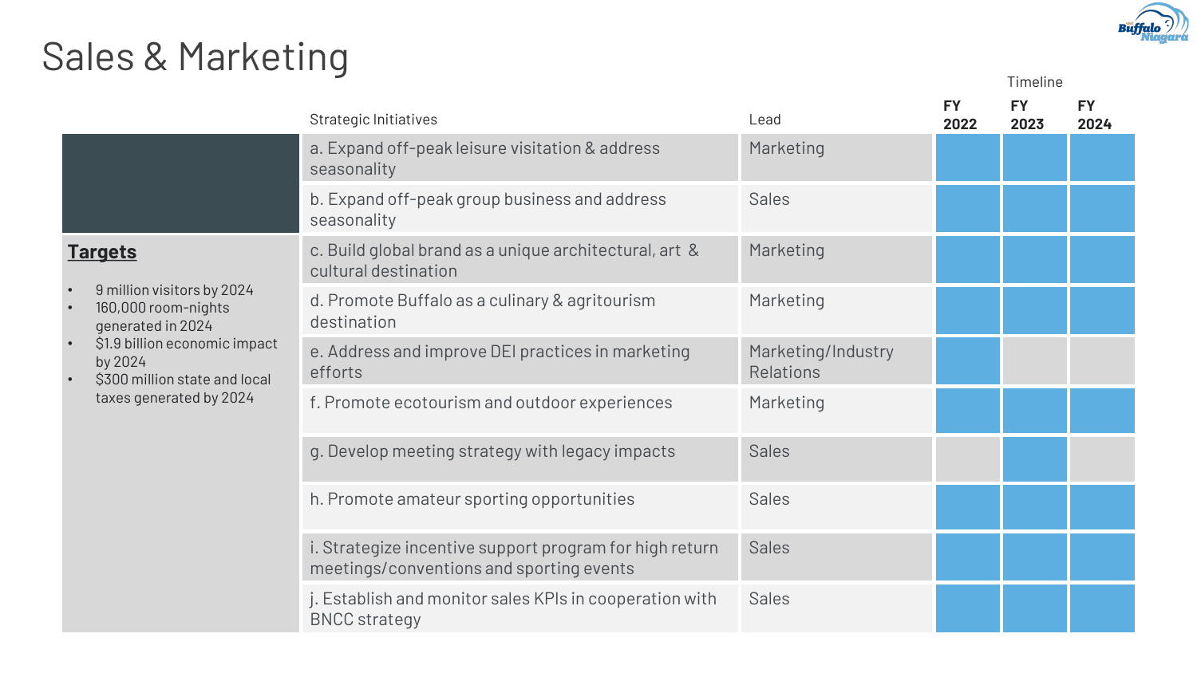# Sales & Marketing

| Strategic Initiatives | Lead | FY 2022 | FY 2023 | FY 2024 |
|---|---|---|---|---|
| a. Expand off-peak leisure visitation & address seasonality | Marketing | ■ | ■ | ■ |
| b. Expand off-peak group business and address seasonality | Sales | ■ | ■ | ■ |
| c. Build global brand as a unique architectural, art & cultural destination | Marketing | ■ | ■ | ■ |
| d. Promote Buffalo as a culinary & agritourism destination | Marketing | ■ | ■ | ■ |
| e. Address and improve DEI practices in marketing efforts | Marketing/Industry Relations | ■ | | |
| f. Promote ecotourism and outdoor experiences | Marketing | ■ | ■ | ■ |
| g. Develop meeting strategy with legacy impacts | Sales | | ■ | |
| h. Promote amateur sporting opportunities | Sales | ■ | ■ | ■ |
| i. Strategize incentive support program for high return meetings/conventions and sporting events | Sales | ■ | ■ | ■ |
| j. Establish and monitor sales KPIs in cooperation with BNCC strategy | Sales | ■ | ■ | ■ |

**Targets**

- 9 million visitors by 2024
- 160,000 room-nights generated in 2024
- $1.9 billion economic impact by 2024
- $300 million state and local taxes generated by 2024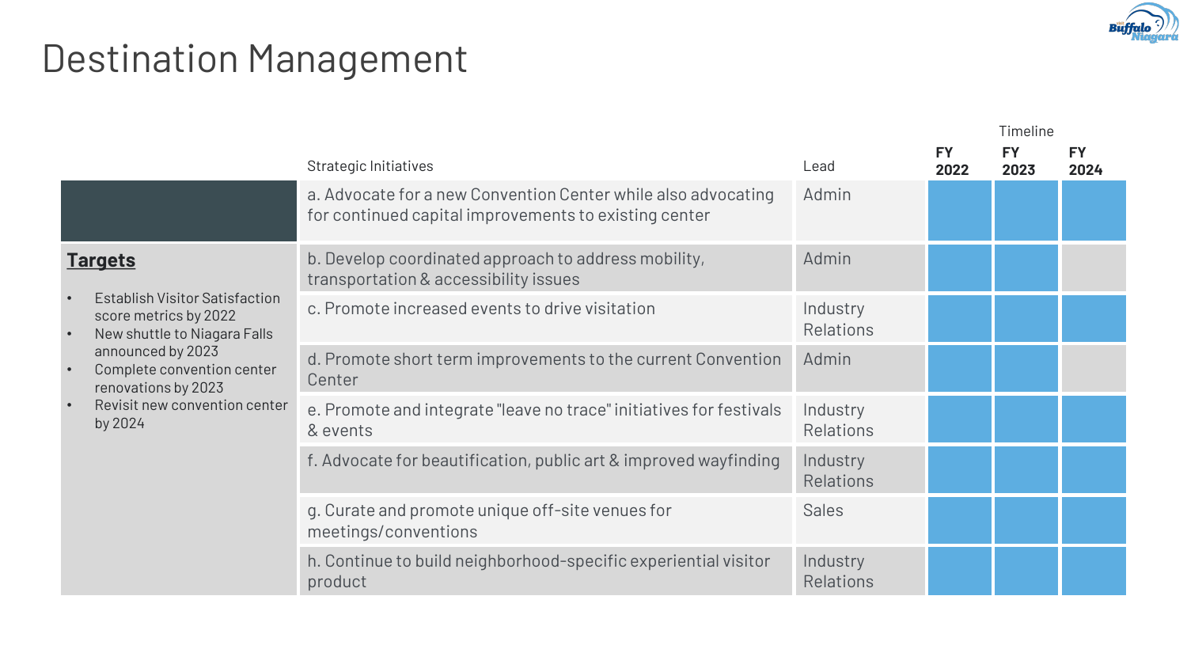# Destination Management

| | Strategic Initiatives | Lead | FY 2022 | FY 2023 | FY 2024 |
|---|---|---|---|---|---|
| | a. Advocate for a new Convention Center while also advocating for continued capital improvements to existing center | Admin | ■ | ■ | ■ |
| | b. Develop coordinated approach to address mobility, transportation & accessibility issues | Admin | ■ | ■ | |
| | c. Promote increased events to drive visitation | Industry Relations | ■ | ■ | ■ |
| | d. Promote short term improvements to the current Convention Center | Admin | ■ | ■ | |
| | e. Promote and integrate "leave no trace" initiatives for festivals & events | Industry Relations | ■ | ■ | ■ |
| | f. Advocate for beautification, public art & improved wayfinding | Industry Relations | ■ | ■ | ■ |
| | g. Curate and promote unique off-site venues for meetings/conventions | Sales | ■ | ■ | ■ |
| | h. Continue to build neighborhood-specific experiential visitor product | Industry Relations | ■ | ■ | ■ |

**Targets**

- Establish Visitor Satisfaction score metrics by 2022
- New shuttle to Niagara Falls announced by 2023
- Complete convention center renovations by 2023
- Revisit new convention center by 2024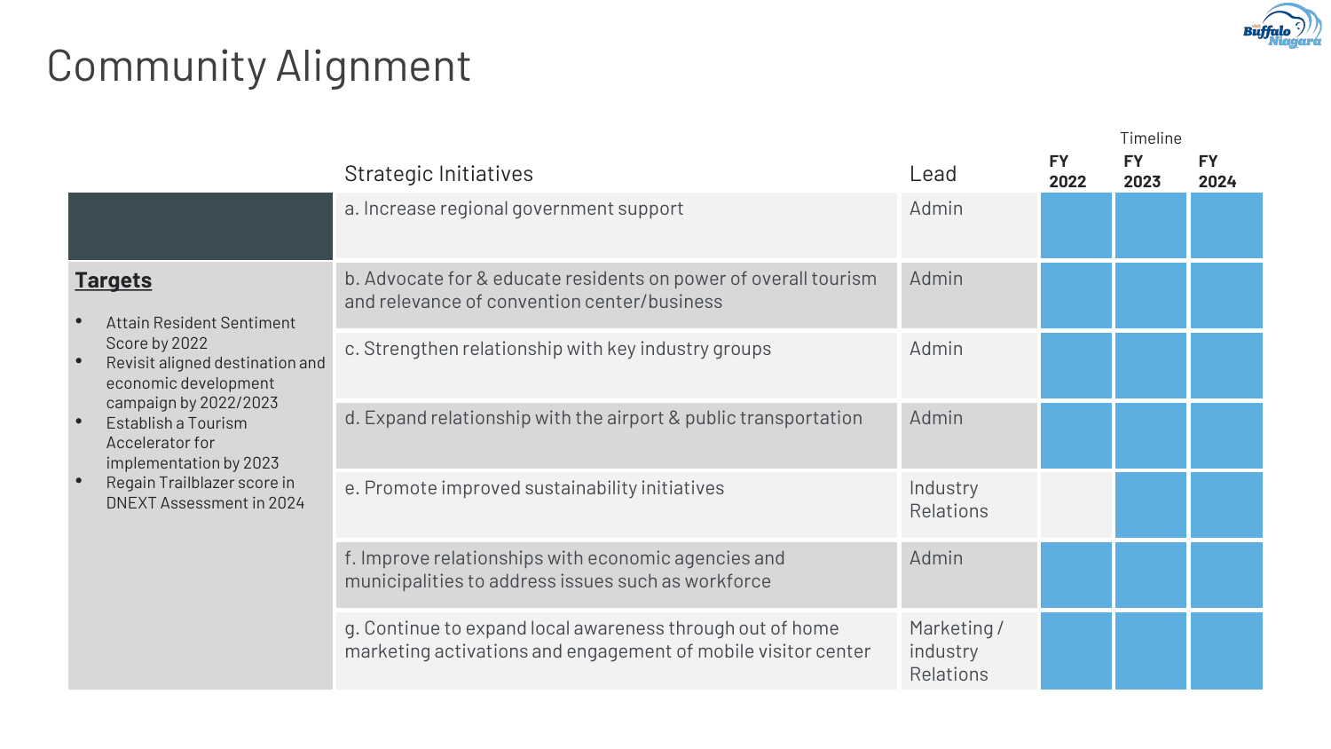# Community Alignment

**Targets**

- Attain Resident Sentiment Score by 2022
- Revisit aligned destination and economic development campaign by 2022/2023
- Establish a Tourism Accelerator for implementation by 2023
- Regain Trailblazer score in DNEXT Assessment in 2024

| Strategic Initiatives | Lead | Timeline FY 2022 | FY 2023 | FY 2024 |
|---|---|---|---|---|
| a. Increase regional government support | Admin | ■ | ■ | ■ |
| b. Advocate for & educate residents on power of overall tourism and relevance of convention center/business | Admin | ■ | ■ | ■ |
| c. Strengthen relationship with key industry groups | Admin | ■ | ■ | ■ |
| d. Expand relationship with the airport & public transportation | Admin | ■ | ■ | ■ |
| e. Promote improved sustainability initiatives | Industry Relations | | ■ | ■ |
| f. Improve relationships with economic agencies and municipalities to address issues such as workforce | Admin | ■ | ■ | ■ |
| g. Continue to expand local awareness through out of home marketing activations and engagement of mobile visitor center | Marketing / industry Relations | ■ | ■ | ■ |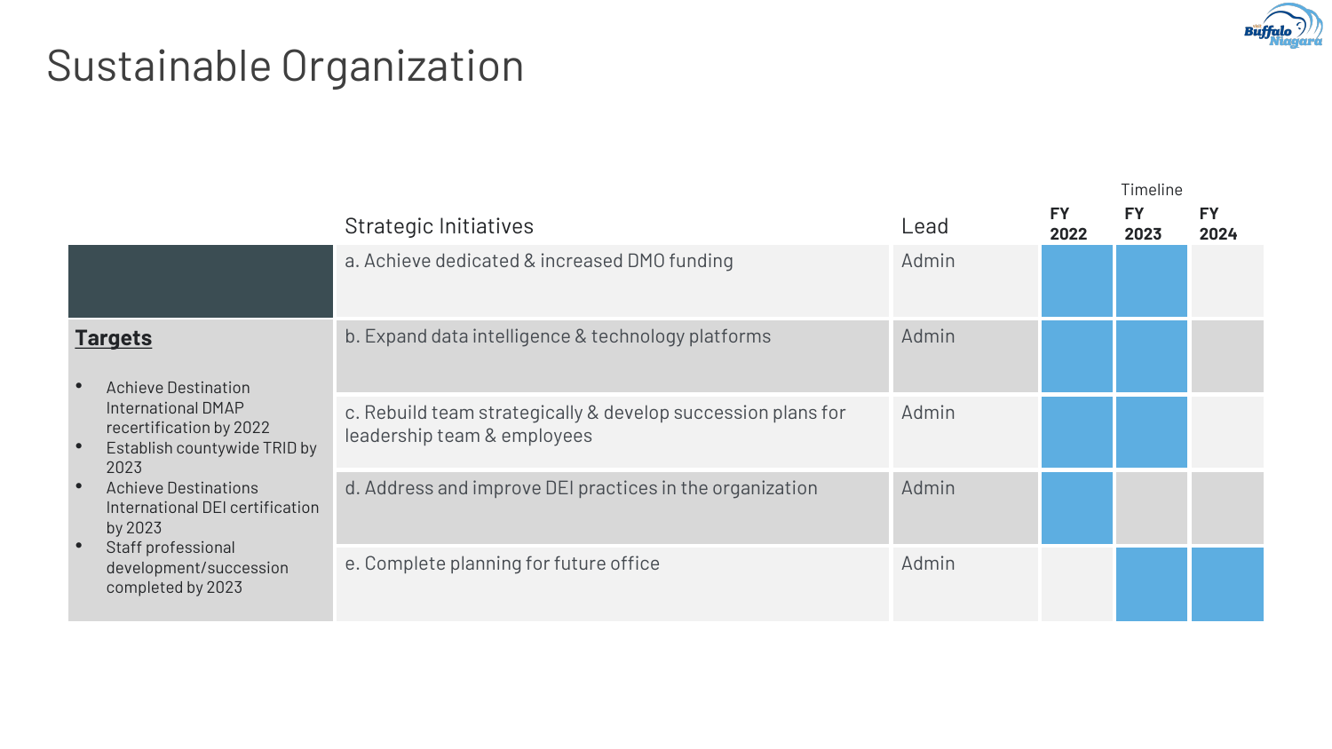# Sustainable Organization

**Targets**

- Achieve Destination International DMAP recertification by 2022
- Establish countywide TRID by 2023
- Achieve Destinations International DEI certification by 2023
- Staff professional development/succession completed by 2023

| Strategic Initiatives | Lead | Timeline FY 2022 | FY 2023 | FY 2024 |
|---|---|---|---|---|
| a. Achieve dedicated & increased DMO funding | Admin | ■ | ■ | |
| b. Expand data intelligence & technology platforms | Admin | ■ | ■ | |
| c. Rebuild team strategically & develop succession plans for leadership team & employees | Admin | ■ | ■ | |
| d. Address and improve DEI practices in the organization | Admin | ■ | | |
| e. Complete planning for future office | Admin | | ■ | ■ |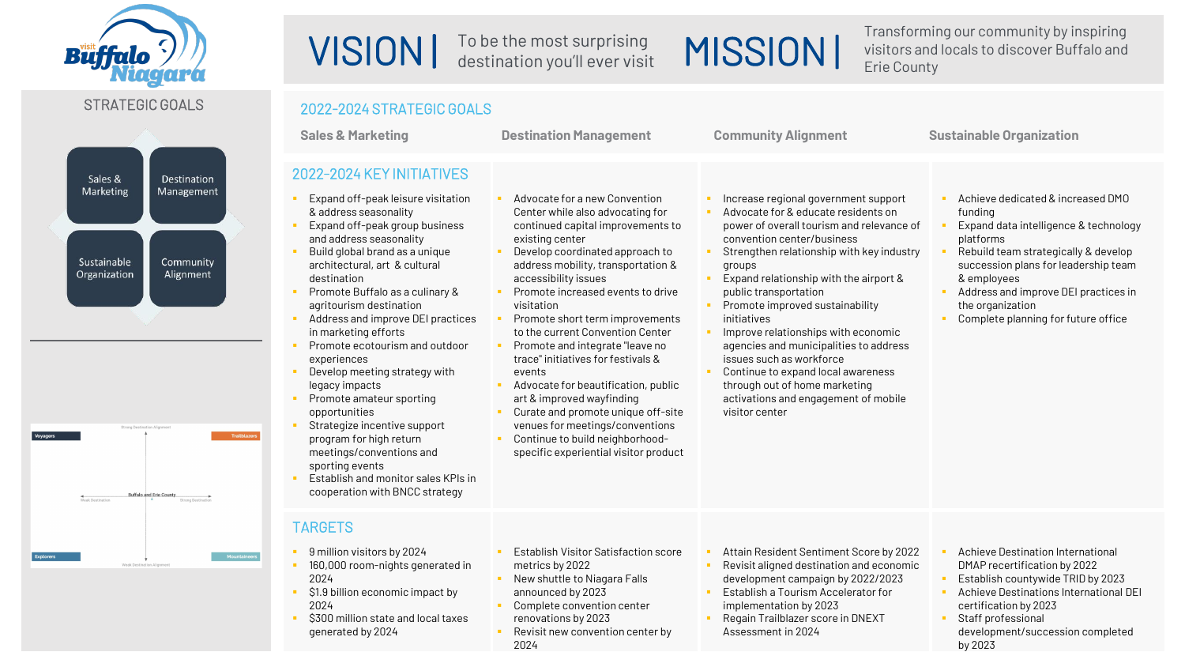visit Buffalo Niagara

# VISION | To be the most surprising destination you'll ever visit

# MISSION | Transforming our community by inspiring visitors and locals to discover Buffalo and Erie County

## STRATEGIC GOALS

Sales & Marketing
Destination Management
Sustainable Organization
Community Alignment

Strong Destination Alignment
Voyagers
Trailblazers
Weak Destination
Buffalo and Erie County
Strong Destination
Explorers
Mountaineers
Weak Destination Alignment

## 2022-2024 STRATEGIC GOALS

Sales & Marketing | Destination Management | Community Alignment | Sustainable Organization

## 2022-2024 KEY INITIATIVES

### Sales & Marketing

- Expand off-peak leisure visitation & address seasonality
- Expand off-peak group business and address seasonality
- Build global brand as a unique architectural, art & cultural destination
- Promote Buffalo as a culinary & agritourism destination
- Address and improve DEI practices in marketing efforts
- Promote ecotourism and outdoor experiences
- Develop meeting strategy with legacy impacts
- Promote amateur sporting opportunities
- Strategize incentive support program for high return meetings/conventions and sporting events
- Establish and monitor sales KPIs in cooperation with BNCC strategy

### Destination Management

- Advocate for a new Convention Center while also advocating for continued capital improvements to existing center
- Develop coordinated approach to address mobility, transportation & accessibility issues
- Promote increased events to drive visitation
- Promote short term improvements to the current Convention Center
- Promote and integrate "leave no trace" initiatives for festivals & events
- Advocate for beautification, public art & improved wayfinding
- Curate and promote unique off-site venues for meetings/conventions
- Continue to build neighborhood-specific experiential visitor product

### Community Alignment

- Increase regional government support
- Advocate for & educate residents on power of overall tourism and relevance of convention center/business
- Strengthen relationship with key industry groups
- Expand relationship with the airport & public transportation
- Promote improved sustainability initiatives
- Improve relationships with economic agencies and municipalities to address issues such as workforce
- Continue to expand local awareness through out of home marketing activations and engagement of mobile visitor center

### Sustainable Organization

- Achieve dedicated & increased DMO funding
- Expand data intelligence & technology platforms
- Rebuild team strategically & develop succession plans for leadership team & employees
- Address and improve DEI practices in the organization
- Complete planning for future office

## TARGETS

### Sales & Marketing

- 9 million visitors by 2024
- 160,000 room-nights generated in 2024
- $1.9 billion economic impact by 2024
- $300 million state and local taxes generated by 2024

### Destination Management

- Establish Visitor Satisfaction score metrics by 2022
- New shuttle to Niagara Falls announced by 2023
- Complete convention center renovations by 2023
- Revisit new convention center by 2024

### Community Alignment

- Attain Resident Sentiment Score by 2022
- Revisit aligned destination and economic development campaign by 2022/2023
- Establish a Tourism Accelerator for implementation by 2023
- Regain Trailblazer score in DNEXT Assessment in 2024

### Sustainable Organization

- Achieve Destination International DMAP recertification by 2022
- Establish countywide TRID by 2023
- Achieve Destinations International DEI certification by 2023
- Staff professional development/succession completed by 2023